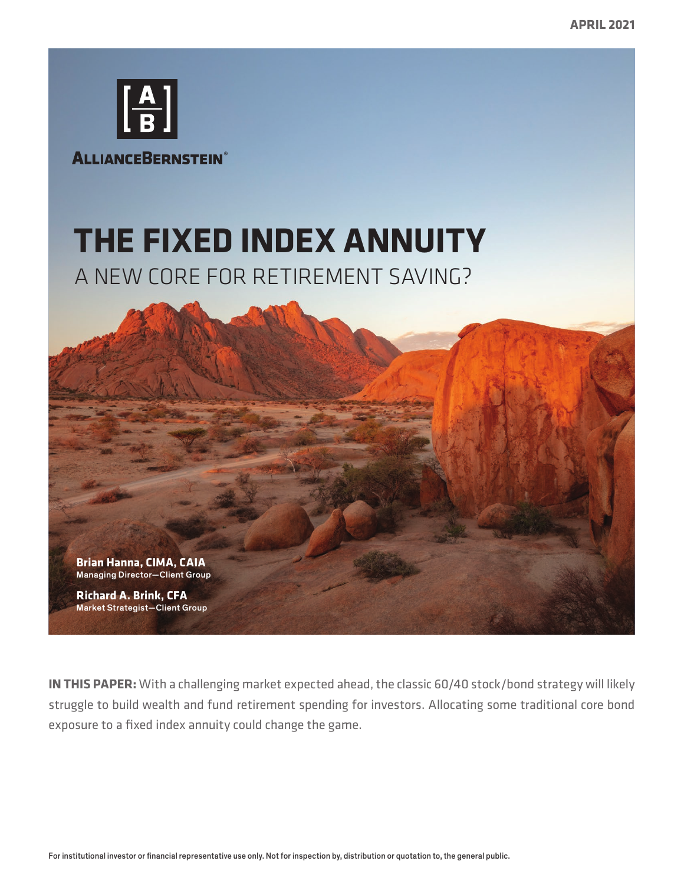APRIL 2021

ALLIANCEBERNSTEIN

# THE FIXED INDEX ANNUITY

## A NEW CORE FOR RETIREMENT SAVING?

**Brian Hanna, CIMA, CAIA**
Managing Director—Client Group

**Richard A. Brink, CFA**
Market Strategist—Client Group

**IN THIS PAPER:** With a challenging market expected ahead, the classic 60/40 stock/bond strategy will likely struggle to build wealth and fund retirement spending for investors. Allocating some traditional core bond exposure to a fixed index annuity could change the game.

For institutional investor or financial representative use only. Not for inspection by, distribution or quotation to, the general public.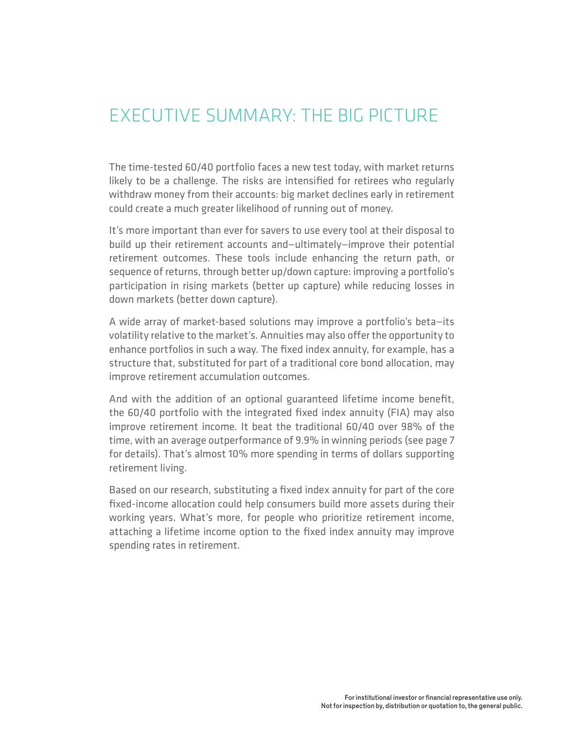# EXECUTIVE SUMMARY: THE BIG PICTURE

The time-tested 60/40 portfolio faces a new test today, with market returns likely to be a challenge. The risks are intensified for retirees who regularly withdraw money from their accounts: big market declines early in retirement could create a much greater likelihood of running out of money.

It's more important than ever for savers to use every tool at their disposal to build up their retirement accounts and—ultimately—improve their potential retirement outcomes. These tools include enhancing the return path, or sequence of returns, through better up/down capture: improving a portfolio's participation in rising markets (better up capture) while reducing losses in down markets (better down capture).

A wide array of market-based solutions may improve a portfolio's beta—its volatility relative to the market's. Annuities may also offer the opportunity to enhance portfolios in such a way. The fixed index annuity, for example, has a structure that, substituted for part of a traditional core bond allocation, may improve retirement accumulation outcomes.

And with the addition of an optional guaranteed lifetime income benefit, the 60/40 portfolio with the integrated fixed index annuity (FIA) may also improve retirement income. It beat the traditional 60/40 over 98% of the time, with an average outperformance of 9.9% in winning periods (see page 7 for details). That's almost 10% more spending in terms of dollars supporting retirement living.

Based on our research, substituting a fixed index annuity for part of the core fixed-income allocation could help consumers build more assets during their working years. What's more, for people who prioritize retirement income, attaching a lifetime income option to the fixed index annuity may improve spending rates in retirement.

**For institutional investor or financial representative use only.**
**Not for inspection by, distribution or quotation to, the general public.**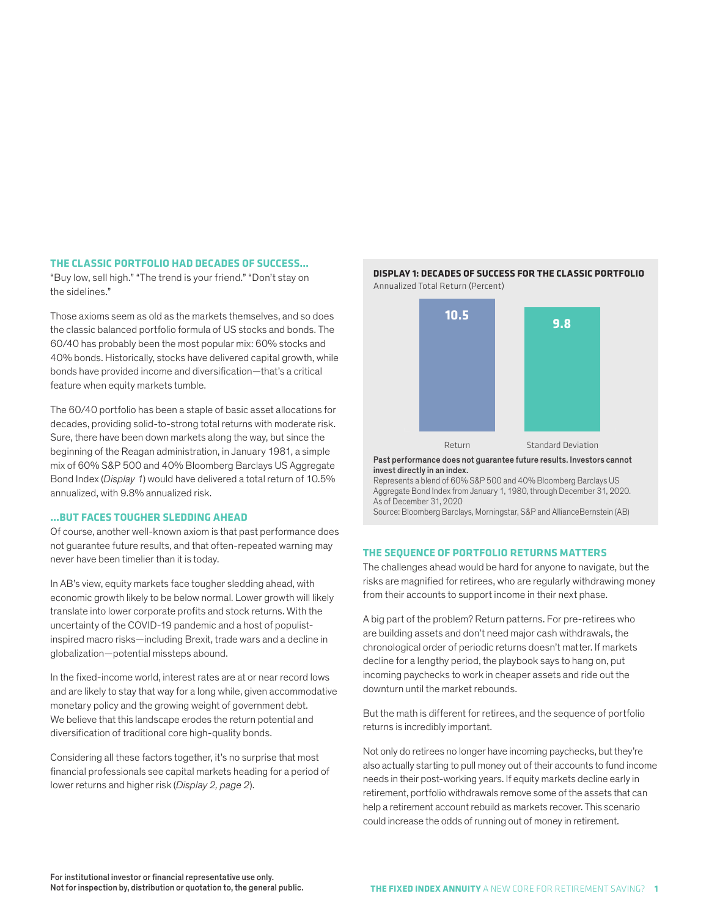## THE CLASSIC PORTFOLIO HAD DECADES OF SUCCESS…

"Buy low, sell high." "The trend is your friend." "Don't stay on the sidelines."

Those axioms seem as old as the markets themselves, and so does the classic balanced portfolio formula of US stocks and bonds. The 60/40 has probably been the most popular mix: 60% stocks and 40% bonds. Historically, stocks have delivered capital growth, while bonds have provided income and diversification—that's a critical feature when equity markets tumble.

The 60/40 portfolio has been a staple of basic asset allocations for decades, providing solid-to-strong total returns with moderate risk. Sure, there have been down markets along the way, but since the beginning of the Reagan administration, in January 1981, a simple mix of 60% S&P 500 and 40% Bloomberg Barclays US Aggregate Bond Index (*Display 1*) would have delivered a total return of 10.5% annualized, with 9.8% annualized risk.

## …BUT FACES TOUGHER SLEDDING AHEAD

Of course, another well-known axiom is that past performance does not guarantee future results, and that often-repeated warning may never have been timelier than it is today.

In AB's view, equity markets face tougher sledding ahead, with economic growth likely to be below normal. Lower growth will likely translate into lower corporate profits and stock returns. With the uncertainty of the COVID-19 pandemic and a host of populist-inspired macro risks—including Brexit, trade wars and a decline in globalization—potential missteps abound.

In the fixed-income world, interest rates are at or near record lows and are likely to stay that way for a long while, given accommodative monetary policy and the growing weight of government debt. We believe that this landscape erodes the return potential and diversification of traditional core high-quality bonds.

Considering all these factors together, it's no surprise that most financial professionals see capital markets heading for a period of lower returns and higher risk (*Display 2, page 2*).

**DISPLAY 1: DECADES OF SUCCESS FOR THE CLASSIC PORTFOLIO**

Annualized Total Return (Percent)

| Return | Standard Deviation |
| --- | --- |
| 10.5 | 9.8 |

**Past performance does not guarantee future results. Investors cannot invest directly in an index.**

Represents a blend of 60% S&P 500 and 40% Bloomberg Barclays US Aggregate Bond Index from January 1, 1980, through December 31, 2020.

As of December 31, 2020

Source: Bloomberg Barclays, Morningstar, S&P and AllianceBernstein (AB)

## THE SEQUENCE OF PORTFOLIO RETURNS MATTERS

The challenges ahead would be hard for anyone to navigate, but the risks are magnified for retirees, who are regularly withdrawing money from their accounts to support income in their next phase.

A big part of the problem? Return patterns. For pre-retirees who are building assets and don't need major cash withdrawals, the chronological order of periodic returns doesn't matter. If markets decline for a lengthy period, the playbook says to hang on, put incoming paychecks to work in cheaper assets and ride out the downturn until the market rebounds.

But the math is different for retirees, and the sequence of portfolio returns is incredibly important.

Not only do retirees no longer have incoming paychecks, but they're also actually starting to pull money out of their accounts to fund income needs in their post-working years. If equity markets decline early in retirement, portfolio withdrawals remove some of the assets that can help a retirement account rebuild as markets recover. This scenario could increase the odds of running out of money in retirement.

**For institutional investor or financial representative use only.**
**Not for inspection by, distribution or quotation to, the general public.**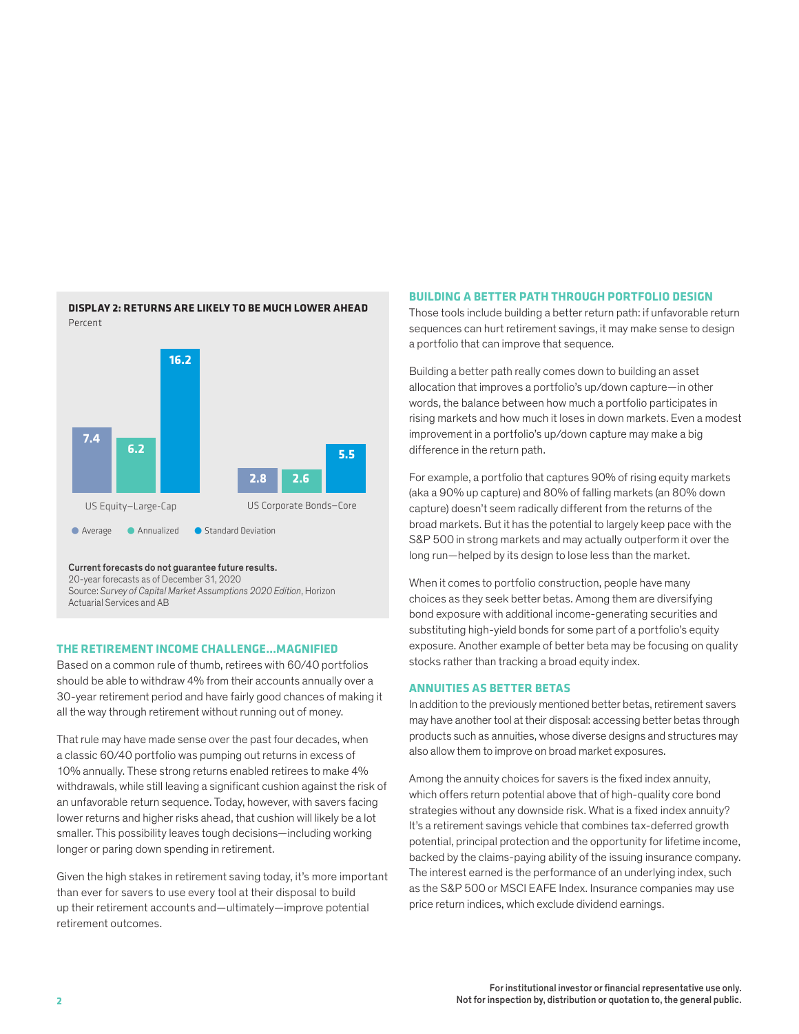**DISPLAY 2: RETURNS ARE LIKELY TO BE MUCH LOWER AHEAD**

Percent

| | Average | Annualized | Standard Deviation |
|---|---|---|---|
| US Equity—Large-Cap | 7.4 | 6.2 | 16.2 |
| US Corporate Bonds—Core | 2.8 | 2.6 | 5.5 |

**Current forecasts do not guarantee future results.**

20-year forecasts as of December 31, 2020

Source: *Survey of Capital Market Assumptions 2020 Edition*, Horizon Actuarial Services and AB

## THE RETIREMENT INCOME CHALLENGE...MAGNIFIED

Based on a common rule of thumb, retirees with 60/40 portfolios should be able to withdraw 4% from their accounts annually over a 30-year retirement period and have fairly good chances of making it all the way through retirement without running out of money.

That rule may have made sense over the past four decades, when a classic 60/40 portfolio was pumping out returns in excess of 10% annually. These strong returns enabled retirees to make 4% withdrawals, while still leaving a significant cushion against the risk of an unfavorable return sequence. Today, however, with savers facing lower returns and higher risks ahead, that cushion will likely be a lot smaller. This possibility leaves tough decisions—including working longer or paring down spending in retirement.

Given the high stakes in retirement saving today, it's more important than ever for savers to use every tool at their disposal to build up their retirement accounts and—ultimately—improve potential retirement outcomes.

## BUILDING A BETTER PATH THROUGH PORTFOLIO DESIGN

Those tools include building a better return path: if unfavorable return sequences can hurt retirement savings, it may make sense to design a portfolio that can improve that sequence.

Building a better path really comes down to building an asset allocation that improves a portfolio's up/down capture—in other words, the balance between how much a portfolio participates in rising markets and how much it loses in down markets. Even a modest improvement in a portfolio's up/down capture may make a big difference in the return path.

For example, a portfolio that captures 90% of rising equity markets (aka a 90% up capture) and 80% of falling markets (an 80% down capture) doesn't seem radically different from the returns of the broad markets. But it has the potential to largely keep pace with the S&P 500 in strong markets and may actually outperform it over the long run—helped by its design to lose less than the market.

When it comes to portfolio construction, people have many choices as they seek better betas. Among them are diversifying bond exposure with additional income-generating securities and substituting high-yield bonds for some part of a portfolio's equity exposure. Another example of better beta may be focusing on quality stocks rather than tracking a broad equity index.

## ANNUITIES AS BETTER BETAS

In addition to the previously mentioned better betas, retirement savers may have another tool at their disposal: accessing better betas through products such as annuities, whose diverse designs and structures may also allow them to improve on broad market exposures.

Among the annuity choices for savers is the fixed index annuity, which offers return potential above that of high-quality core bond strategies without any downside risk. What is a fixed index annuity? It's a retirement savings vehicle that combines tax-deferred growth potential, principal protection and the opportunity for lifetime income, backed by the claims-paying ability of the issuing insurance company. The interest earned is the performance of an underlying index, such as the S&P 500 or MSCI EAFE Index. Insurance companies may use price return indices, which exclude dividend earnings.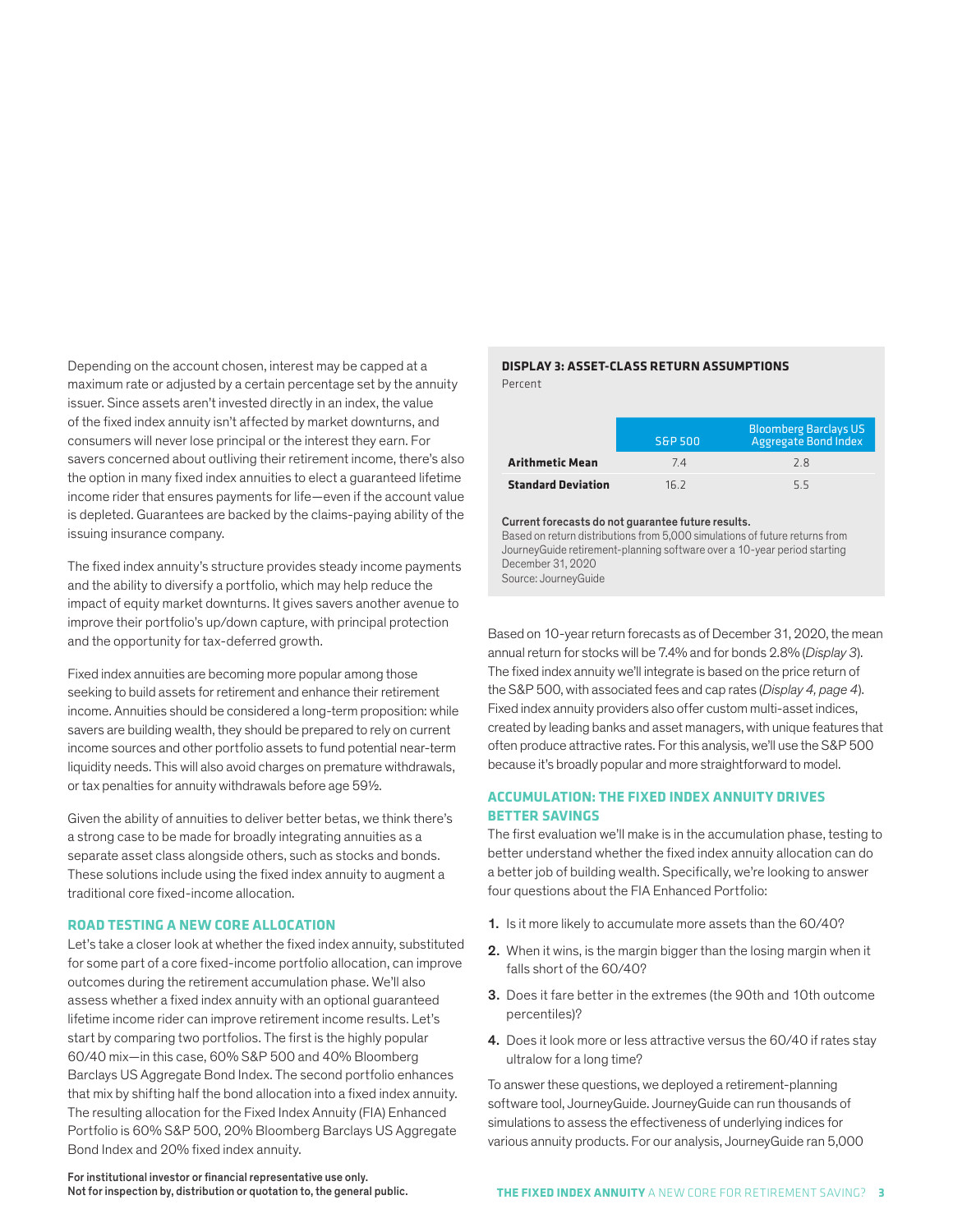Depending on the account chosen, interest may be capped at a maximum rate or adjusted by a certain percentage set by the annuity issuer. Since assets aren't invested directly in an index, the value of the fixed index annuity isn't affected by market downturns, and consumers will never lose principal or the interest they earn. For savers concerned about outliving their retirement income, there's also the option in many fixed index annuities to elect a guaranteed lifetime income rider that ensures payments for life—even if the account value is depleted. Guarantees are backed by the claims-paying ability of the issuing insurance company.

The fixed index annuity's structure provides steady income payments and the ability to diversify a portfolio, which may help reduce the impact of equity market downturns. It gives savers another avenue to improve their portfolio's up/down capture, with principal protection and the opportunity for tax-deferred growth.

Fixed index annuities are becoming more popular among those seeking to build assets for retirement and enhance their retirement income. Annuities should be considered a long-term proposition: while savers are building wealth, they should be prepared to rely on current income sources and other portfolio assets to fund potential near-term liquidity needs. This will also avoid charges on premature withdrawals, or tax penalties for annuity withdrawals before age 59½.

Given the ability of annuities to deliver better betas, we think there's a strong case to be made for broadly integrating annuities as a separate asset class alongside others, such as stocks and bonds. These solutions include using the fixed index annuity to augment a traditional core fixed-income allocation.

### ROAD TESTING A NEW CORE ALLOCATION

Let's take a closer look at whether the fixed index annuity, substituted for some part of a core fixed-income portfolio allocation, can improve outcomes during the retirement accumulation phase. We'll also assess whether a fixed index annuity with an optional guaranteed lifetime income rider can improve retirement income results. Let's start by comparing two portfolios. The first is the highly popular 60/40 mix—in this case, 60% S&P 500 and 40% Bloomberg Barclays US Aggregate Bond Index. The second portfolio enhances that mix by shifting half the bond allocation into a fixed index annuity. The resulting allocation for the Fixed Index Annuity (FIA) Enhanced Portfolio is 60% S&P 500, 20% Bloomberg Barclays US Aggregate Bond Index and 20% fixed index annuity.

**DISPLAY 3: ASSET-CLASS RETURN ASSUMPTIONS**

Percent

| | S&P 500 | Bloomberg Barclays US Aggregate Bond Index |
|---|---|---|
| **Arithmetic Mean** | 7.4 | 2.8 |
| **Standard Deviation** | 16.2 | 5.5 |

**Current forecasts do not guarantee future results.**

Based on return distributions from 5,000 simulations of future returns from JourneyGuide retirement-planning software over a 10-year period starting December 31, 2020

Source: JourneyGuide

Based on 10-year return forecasts as of December 31, 2020, the mean annual return for stocks will be 7.4% and for bonds 2.8% (*Display 3*). The fixed index annuity we'll integrate is based on the price return of the S&P 500, with associated fees and cap rates (*Display 4, page 4*). Fixed index annuity providers also offer custom multi-asset indices, created by leading banks and asset managers, with unique features that often produce attractive rates. For this analysis, we'll use the S&P 500 because it's broadly popular and more straightforward to model.

### ACCUMULATION: THE FIXED INDEX ANNUITY DRIVES BETTER SAVINGS

The first evaluation we'll make is in the accumulation phase, testing to better understand whether the fixed index annuity allocation can do a better job of building wealth. Specifically, we're looking to answer four questions about the FIA Enhanced Portfolio:

1. Is it more likely to accumulate more assets than the 60/40?
2. When it wins, is the margin bigger than the losing margin when it falls short of the 60/40?
3. Does it fare better in the extremes (the 90th and 10th outcome percentiles)?
4. Does it look more or less attractive versus the 60/40 if rates stay ultralow for a long time?

To answer these questions, we deployed a retirement-planning software tool, JourneyGuide. JourneyGuide can run thousands of simulations to assess the effectiveness of underlying indices for various annuity products. For our analysis, JourneyGuide ran 5,000

**For institutional investor or financial representative use only.**
**Not for inspection by, distribution or quotation to, the general public.**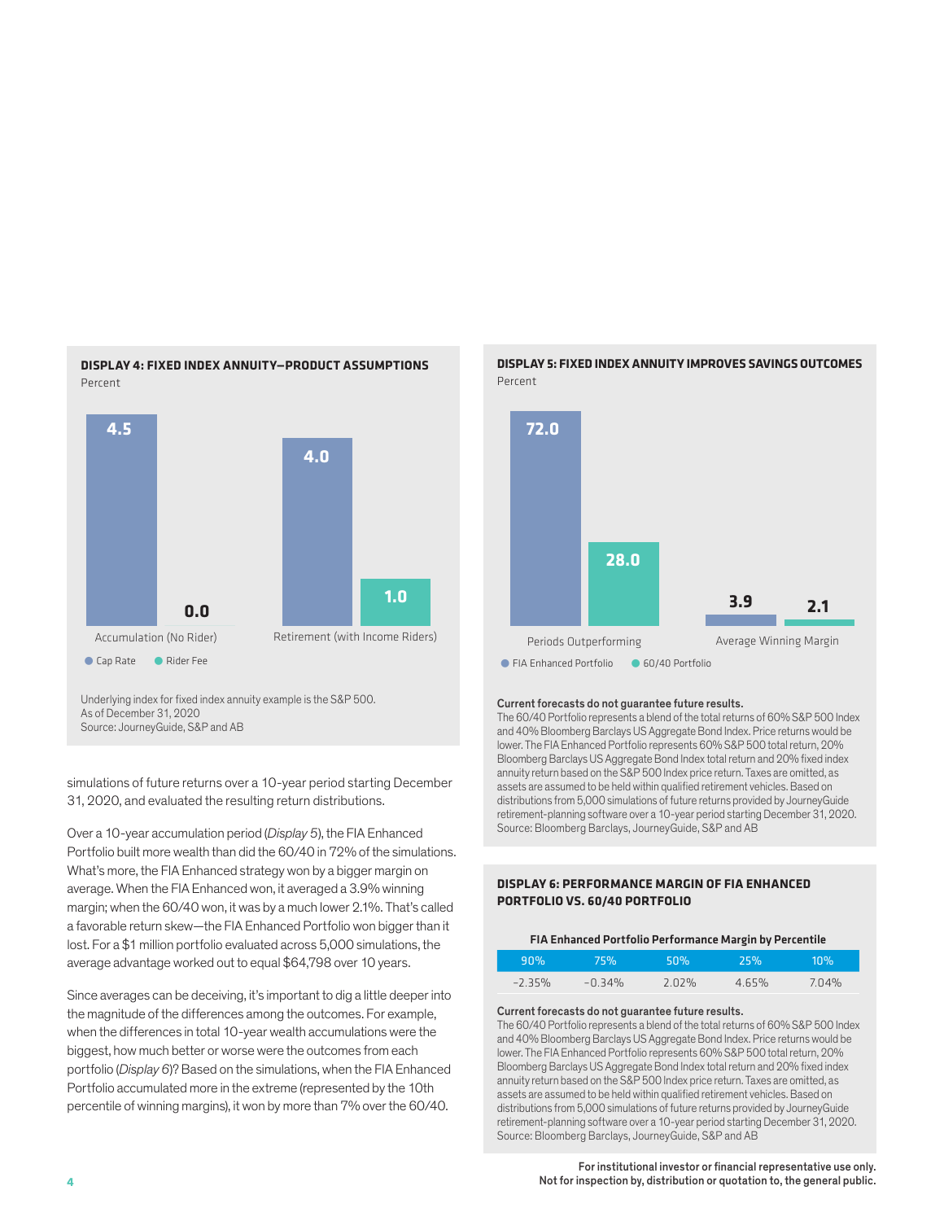### DISPLAY 4: FIXED INDEX ANNUITY—PRODUCT ASSUMPTIONS

Percent

| | Cap Rate | Rider Fee |
|---|---|---|
| Accumulation (No Rider) | 4.5 | 0.0 |
| Retirement (with Income Riders) | 4.0 | 1.0 |

Underlying index for fixed index annuity example is the S&P 500.
As of December 31, 2020
Source: JourneyGuide, S&P and AB

simulations of future returns over a 10-year period starting December 31, 2020, and evaluated the resulting return distributions.

Over a 10-year accumulation period (*Display 5*), the FIA Enhanced Portfolio built more wealth than did the 60/40 in 72% of the simulations. What's more, the FIA Enhanced strategy won by a bigger margin on average. When the FIA Enhanced won, it averaged a 3.9% winning margin; when the 60/40 won, it was by a much lower 2.1%. That's called a favorable return skew—the FIA Enhanced Portfolio won bigger than it lost. For a $1 million portfolio evaluated across 5,000 simulations, the average advantage worked out to equal $64,798 over 10 years.

Since averages can be deceiving, it's important to dig a little deeper into the magnitude of the differences among the outcomes. For example, when the differences in total 10-year wealth accumulations were the biggest, how much better or worse were the outcomes from each portfolio (*Display 6*)? Based on the simulations, when the FIA Enhanced Portfolio accumulated more in the extreme (represented by the 10th percentile of winning margins), it won by more than 7% over the 60/40.

### DISPLAY 5: FIXED INDEX ANNUITY IMPROVES SAVINGS OUTCOMES

Percent

| | FIA Enhanced Portfolio | 60/40 Portfolio |
|---|---|---|
| Periods Outperforming | 72.0 | 28.0 |
| Average Winning Margin | 3.9 | 2.1 |

**Current forecasts do not guarantee future results.**
The 60/40 Portfolio represents a blend of the total returns of 60% S&P 500 Index and 40% Bloomberg Barclays US Aggregate Bond Index. Price returns would be lower. The FIA Enhanced Portfolio represents 60% S&P 500 total return, 20% Bloomberg Barclays US Aggregate Bond Index total return and 20% fixed index annuity return based on the S&P 500 Index price return. Taxes are omitted, as assets are assumed to be held within qualified retirement vehicles. Based on distributions from 5,000 simulations of future returns provided by JourneyGuide retirement-planning software over a 10-year period starting December 31, 2020.
Source: Bloomberg Barclays, JourneyGuide, S&P and AB

### DISPLAY 6: PERFORMANCE MARGIN OF FIA ENHANCED PORTFOLIO VS. 60/40 PORTFOLIO

**FIA Enhanced Portfolio Performance Margin by Percentile**

| 90% | 75% | 50% | 25% | 10% |
|---|---|---|---|---|
| –2.35% | –0.34% | 2.02% | 4.65% | 7.04% |

**Current forecasts do not guarantee future results.**
The 60/40 Portfolio represents a blend of the total returns of 60% S&P 500 Index and 40% Bloomberg Barclays US Aggregate Bond Index. Price returns would be lower. The FIA Enhanced Portfolio represents 60% S&P 500 total return, 20% Bloomberg Barclays US Aggregate Bond Index total return and 20% fixed index annuity return based on the S&P 500 Index price return. Taxes are omitted, as assets are assumed to be held within qualified retirement vehicles. Based on distributions from 5,000 simulations of future returns provided by JourneyGuide retirement-planning software over a 10-year period starting December 31, 2020.
Source: Bloomberg Barclays, JourneyGuide, S&P and AB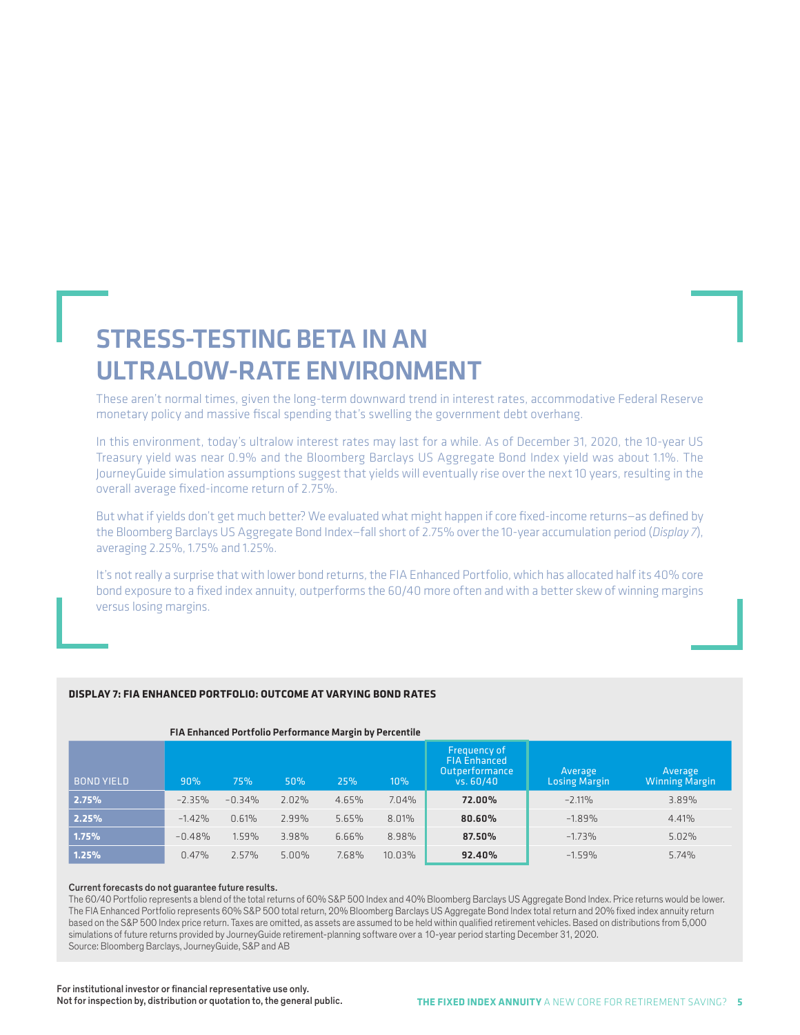# STRESS-TESTING BETA IN AN ULTRALOW-RATE ENVIRONMENT

These aren't normal times, given the long-term downward trend in interest rates, accommodative Federal Reserve monetary policy and massive fiscal spending that's swelling the government debt overhang.

In this environment, today's ultralow interest rates may last for a while. As of December 31, 2020, the 10-year US Treasury yield was near 0.9% and the Bloomberg Barclays US Aggregate Bond Index yield was about 1.1%. The JourneyGuide simulation assumptions suggest that yields will eventually rise over the next 10 years, resulting in the overall average fixed-income return of 2.75%.

But what if yields don't get much better? We evaluated what might happen if core fixed-income returns—as defined by the Bloomberg Barclays US Aggregate Bond Index—fall short of 2.75% over the 10-year accumulation period (*Display 7*), averaging 2.25%, 1.75% and 1.25%.

It's not really a surprise that with lower bond returns, the FIA Enhanced Portfolio, which has allocated half its 40% core bond exposure to a fixed index annuity, outperforms the 60/40 more often and with a better skew of winning margins versus losing margins.

**DISPLAY 7: FIA ENHANCED PORTFOLIO: OUTCOME AT VARYING BOND RATES**

| | FIA Enhanced Portfolio Performance Margin by Percentile | | | | | | | |
|---|---|---|---|---|---|---|---|---|
| BOND YIELD | 90% | 75% | 50% | 25% | 10% | Frequency of FIA Enhanced Outperformance vs. 60/40 | Average Losing Margin | Average Winning Margin |
| **2.75%** | −2.35% | −0.34% | 2.02% | 4.65% | 7.04% | **72.00%** | −2.11% | 3.89% |
| **2.25%** | −1.42% | 0.61% | 2.99% | 5.65% | 8.01% | **80.60%** | −1.89% | 4.41% |
| **1.75%** | −0.48% | 1.59% | 3.98% | 6.66% | 8.98% | **87.50%** | −1.73% | 5.02% |
| **1.25%** | 0.47% | 2.57% | 5.00% | 7.68% | 10.03% | **92.40%** | −1.59% | 5.74% |

**Current forecasts do not guarantee future results.**

The 60/40 Portfolio represents a blend of the total returns of 60% S&P 500 Index and 40% Bloomberg Barclays US Aggregate Bond Index. Price returns would be lower. The FIA Enhanced Portfolio represents 60% S&P 500 total return, 20% Bloomberg Barclays US Aggregate Bond Index total return and 20% fixed index annuity return based on the S&P 500 Index price return. Taxes are omitted, as assets are assumed to be held within qualified retirement vehicles. Based on distributions from 5,000 simulations of future returns provided by JourneyGuide retirement-planning software over a 10-year period starting December 31, 2020.

Source: Bloomberg Barclays, JourneyGuide, S&P and AB

**For institutional investor or financial representative use only.**
**Not for inspection by, distribution or quotation to, the general public.**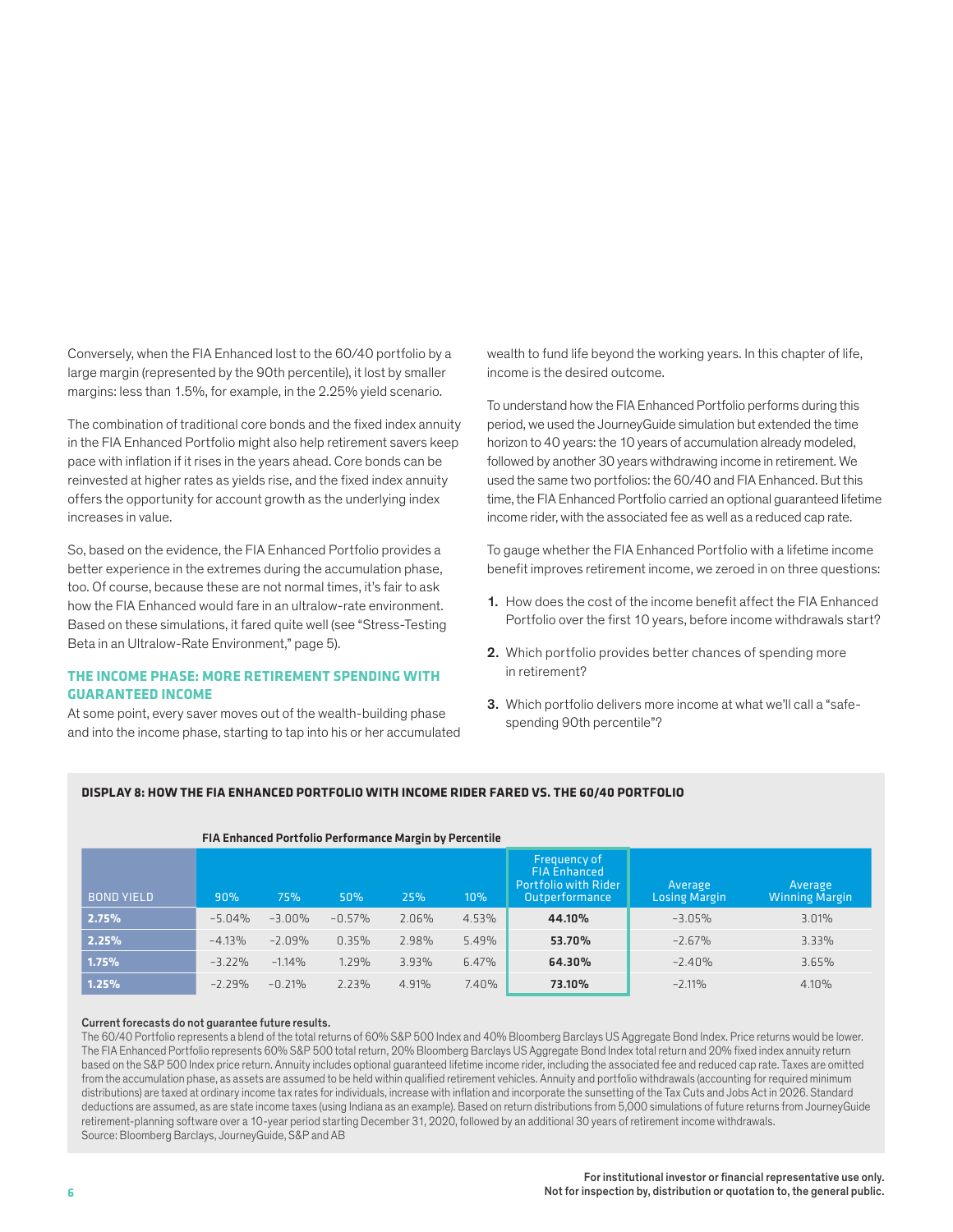Conversely, when the FIA Enhanced lost to the 60/40 portfolio by a large margin (represented by the 90th percentile), it lost by smaller margins: less than 1.5%, for example, in the 2.25% yield scenario.

The combination of traditional core bonds and the fixed index annuity in the FIA Enhanced Portfolio might also help retirement savers keep pace with inflation if it rises in the years ahead. Core bonds can be reinvested at higher rates as yields rise, and the fixed index annuity offers the opportunity for account growth as the underlying index increases in value.

So, based on the evidence, the FIA Enhanced Portfolio provides a better experience in the extremes during the accumulation phase, too. Of course, because these are not normal times, it's fair to ask how the FIA Enhanced would fare in an ultralow-rate environment. Based on these simulations, it fared quite well (see "Stress-Testing Beta in an Ultralow-Rate Environment," page 5).

## THE INCOME PHASE: MORE RETIREMENT SPENDING WITH GUARANTEED INCOME

At some point, every saver moves out of the wealth-building phase and into the income phase, starting to tap into his or her accumulated wealth to fund life beyond the working years. In this chapter of life, income is the desired outcome.

To understand how the FIA Enhanced Portfolio performs during this period, we used the JourneyGuide simulation but extended the time horizon to 40 years: the 10 years of accumulation already modeled, followed by another 30 years withdrawing income in retirement. We used the same two portfolios: the 60/40 and FIA Enhanced. But this time, the FIA Enhanced Portfolio carried an optional guaranteed lifetime income rider, with the associated fee as well as a reduced cap rate.

To gauge whether the FIA Enhanced Portfolio with a lifetime income benefit improves retirement income, we zeroed in on three questions:

1. How does the cost of the income benefit affect the FIA Enhanced Portfolio over the first 10 years, before income withdrawals start?
2. Which portfolio provides better chances of spending more in retirement?
3. Which portfolio delivers more income at what we'll call a "safe-spending 90th percentile"?

**DISPLAY 8: HOW THE FIA ENHANCED PORTFOLIO WITH INCOME RIDER FARED VS. THE 60/40 PORTFOLIO**

| | FIA Enhanced Portfolio Performance Margin by Percentile | | | | | | | |
|---|---|---|---|---|---|---|---|---|
| BOND YIELD | 90% | 75% | 50% | 25% | 10% | Frequency of FIA Enhanced Portfolio with Rider Outperformance | Average Losing Margin | Average Winning Margin |
| **2.75%** | −5.04% | −3.00% | −0.57% | 2.06% | 4.53% | **44.10%** | −3.05% | 3.01% |
| **2.25%** | −4.13% | −2.09% | 0.35% | 2.98% | 5.49% | **53.70%** | −2.67% | 3.33% |
| **1.75%** | −3.22% | −1.14% | 1.29% | 3.93% | 6.47% | **64.30%** | −2.40% | 3.65% |
| **1.25%** | −2.29% | −0.21% | 2.23% | 4.91% | 7.40% | **73.10%** | −2.11% | 4.10% |

**Current forecasts do not guarantee future results.**

The 60/40 Portfolio represents a blend of the total returns of 60% S&P 500 Index and 40% Bloomberg Barclays US Aggregate Bond Index. Price returns would be lower. The FIA Enhanced Portfolio represents 60% S&P 500 total return, 20% Bloomberg Barclays US Aggregate Bond Index total return and 20% fixed index annuity return based on the S&P 500 Index price return. Annuity includes optional guaranteed lifetime income rider, including the associated fee and reduced cap rate. Taxes are omitted from the accumulation phase, as assets are assumed to be held within qualified retirement vehicles. Annuity and portfolio withdrawals (accounting for required minimum distributions) are taxed at ordinary income tax rates for individuals, increase with inflation and incorporate the sunsetting of the Tax Cuts and Jobs Act in 2026. Standard deductions are assumed, as are state income taxes (using Indiana as an example). Based on return distributions from 5,000 simulations of future returns from JourneyGuide retirement-planning software over a 10-year period starting December 31, 2020, followed by an additional 30 years of retirement income withdrawals.
Source: Bloomberg Barclays, JourneyGuide, S&P and AB

**For institutional investor or financial representative use only. Not for inspection by, distribution or quotation to, the general public.**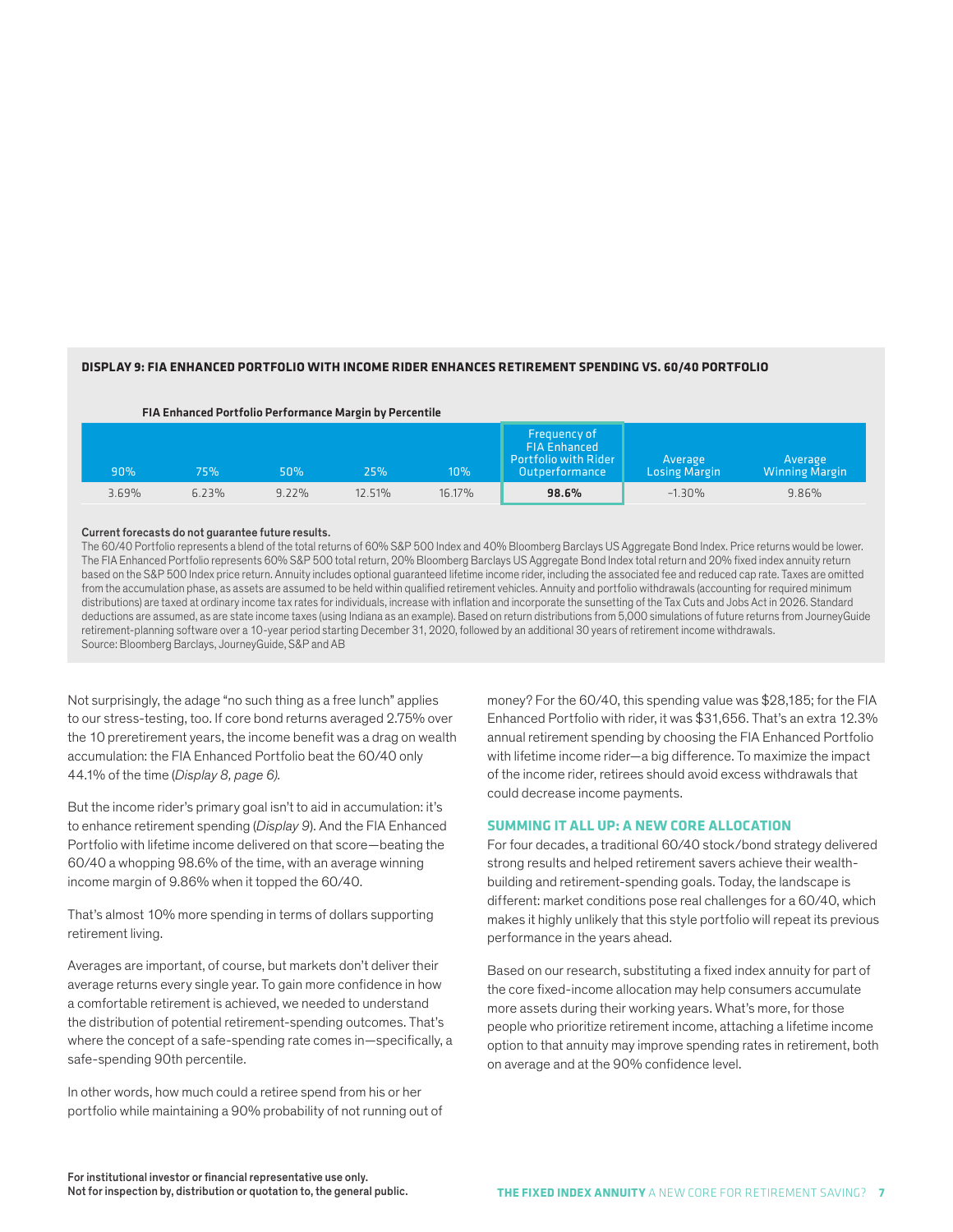**DISPLAY 9: FIA ENHANCED PORTFOLIO WITH INCOME RIDER ENHANCES RETIREMENT SPENDING VS. 60/40 PORTFOLIO**

**FIA Enhanced Portfolio Performance Margin by Percentile**

| 90% | 75% | 50% | 25% | 10% | Frequency of FIA Enhanced Portfolio with Rider Outperformance | Average Losing Margin | Average Winning Margin |
|---|---|---|---|---|---|---|---|
| 3.69% | 6.23% | 9.22% | 12.51% | 16.17% | **98.6%** | –1.30% | 9.86% |

**Current forecasts do not guarantee future results.**

The 60/40 Portfolio represents a blend of the total returns of 60% S&P 500 Index and 40% Bloomberg Barclays US Aggregate Bond Index. Price returns would be lower. The FIA Enhanced Portfolio represents 60% S&P 500 total return, 20% Bloomberg Barclays US Aggregate Bond Index total return and 20% fixed index annuity return based on the S&P 500 Index price return. Annuity includes optional guaranteed lifetime income rider, including the associated fee and reduced cap rate. Taxes are omitted from the accumulation phase, as assets are assumed to be held within qualified retirement vehicles. Annuity and portfolio withdrawals (accounting for required minimum distributions) are taxed at ordinary income tax rates for individuals, increase with inflation and incorporate the sunsetting of the Tax Cuts and Jobs Act in 2026. Standard deductions are assumed, as are state income taxes (using Indiana as an example). Based on return distributions from 5,000 simulations of future returns from JourneyGuide retirement-planning software over a 10-year period starting December 31, 2020, followed by an additional 30 years of retirement income withdrawals.
Source: Bloomberg Barclays, JourneyGuide, S&P and AB

Not surprisingly, the adage "no such thing as a free lunch" applies to our stress-testing, too. If core bond returns averaged 2.75% over the 10 preretirement years, the income benefit was a drag on wealth accumulation: the FIA Enhanced Portfolio beat the 60/40 only 44.1% of the time (*Display 8, page 6*).

But the income rider's primary goal isn't to aid in accumulation: it's to enhance retirement spending (*Display 9*). And the FIA Enhanced Portfolio with lifetime income delivered on that score—beating the 60/40 a whopping 98.6% of the time, with an average winning income margin of 9.86% when it topped the 60/40.

That's almost 10% more spending in terms of dollars supporting retirement living.

Averages are important, of course, but markets don't deliver their average returns every single year. To gain more confidence in how a comfortable retirement is achieved, we needed to understand the distribution of potential retirement-spending outcomes. That's where the concept of a safe-spending rate comes in—specifically, a safe-spending 90th percentile.

In other words, how much could a retiree spend from his or her portfolio while maintaining a 90% probability of not running out of money? For the 60/40, this spending value was $28,185; for the FIA Enhanced Portfolio with rider, it was $31,656. That's an extra 12.3% annual retirement spending by choosing the FIA Enhanced Portfolio with lifetime income rider—a big difference. To maximize the impact of the income rider, retirees should avoid excess withdrawals that could decrease income payments.

## SUMMING IT ALL UP: A NEW CORE ALLOCATION

For four decades, a traditional 60/40 stock/bond strategy delivered strong results and helped retirement savers achieve their wealth-building and retirement-spending goals. Today, the landscape is different: market conditions pose real challenges for a 60/40, which makes it highly unlikely that this style portfolio will repeat its previous performance in the years ahead.

Based on our research, substituting a fixed index annuity for part of the core fixed-income allocation may help consumers accumulate more assets during their working years. What's more, for those people who prioritize retirement income, attaching a lifetime income option to that annuity may improve spending rates in retirement, both on average and at the 90% confidence level.

**For institutional investor or financial representative use only.**
**Not for inspection by, distribution or quotation to, the general public.**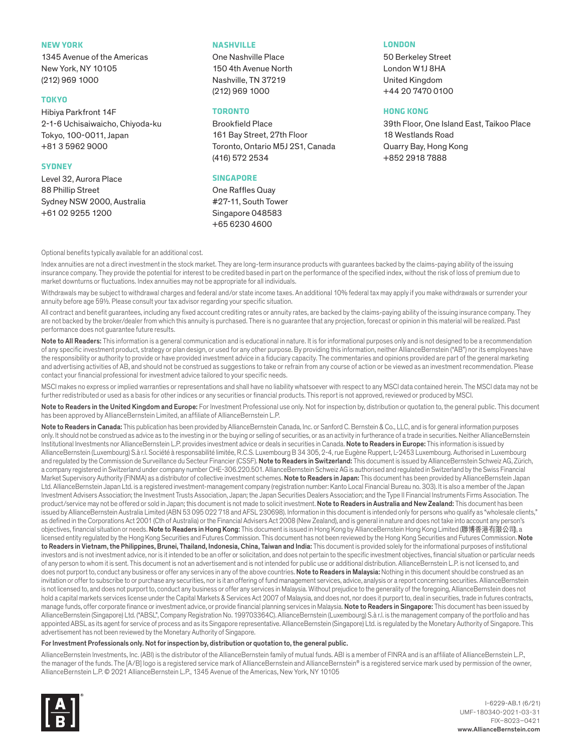**NEW YORK**
1345 Avenue of the Americas
New York, NY 10105
(212) 969 1000

**TOKYO**
Hibiya Parkfront 14F
2-1-6 Uchisaiwaicho, Chiyoda-ku
Tokyo, 100-0011, Japan
+81 3 5962 9000

**SYDNEY**
Level 32, Aurora Place
88 Phillip Street
Sydney NSW 2000, Australia
+61 02 9255 1200

**NASHVILLE**
One Nashville Place
150 4th Avenue North
Nashville, TN 37219
(212) 969 1000

**TORONTO**
Brookfield Place
161 Bay Street, 27th Floor
Toronto, Ontario M5J 2S1, Canada
(416) 572 2534

**SINGAPORE**
One Raffles Quay
#27-11, South Tower
Singapore 048583
+65 6230 4600

**LONDON**
50 Berkeley Street
London W1J 8HA
United Kingdom
+44 20 7470 0100

**HONG KONG**
39th Floor, One Island East, Taikoo Place
18 Westlands Road
Quarry Bay, Hong Kong
+852 2918 7888

Optional benefits typically available for an additional cost.

Index annuities are not a direct investment in the stock market. They are long-term insurance products with guarantees backed by the claims-paying ability of the issuing insurance company. They provide the potential for interest to be credited based in part on the performance of the specified index, without the risk of loss of premium due to market downturns or fluctuations. Index annuities may not be appropriate for all individuals.

Withdrawals may be subject to withdrawal charges and federal and/or state income taxes. An additional 10% federal tax may apply if you make withdrawals or surrender your annuity before age 59½. Please consult your tax advisor regarding your specific situation.

All contract and benefit guarantees, including any fixed account crediting rates or annuity rates, are backed by the claims-paying ability of the issuing insurance company. They are not backed by the broker/dealer from which this annuity is purchased. There is no guarantee that any projection, forecast or opinion in this material will be realized. Past performance does not guarantee future results.

**Note to All Readers:** This information is a general communication and is educational in nature. It is for informational purposes only and is not designed to be a recommendation of any specific investment product, strategy or plan design, or used for any other purpose. By providing this information, neither AllianceBernstein ("AB") nor its employees have the responsibility or authority to provide or have provided investment advice in a fiduciary capacity. The commentaries and opinions provided are part of the general marketing and advertising activities of AB, and should not be construed as suggestions to take or refrain from any course of action or be viewed as an investment recommendation. Please contact your financial professional for investment advice tailored to your specific needs.

MSCI makes no express or implied warranties or representations and shall have no liability whatsoever with respect to any MSCI data contained herein. The MSCI data may not be further redistributed or used as a basis for other indices or any securities or financial products. This report is not approved, reviewed or produced by MSCI.

**Note to Readers in the United Kingdom and Europe:** For Investment Professional use only. Not for inspection by, distribution or quotation to, the general public. This document has been approved by AllianceBernstein Limited, an affiliate of AllianceBernstein L.P.

**Note to Readers in Canada:** This publication has been provided by AllianceBernstein Canada, Inc. or Sanford C. Bernstein & Co., LLC, and is for general information purposes only. It should not be construed as advice as to the investing in or the buying or selling of securities, or as an activity in furtherance of a trade in securities. Neither AllianceBernstein Institutional Investments nor AllianceBernstein L.P. provides investment advice or deals in securities in Canada. **Note to Readers in Europe:** This information is issued by AllianceBernstein (Luxembourg) S.à r.l. Société à responsabilité limitée, R.C.S. Luxembourg B 34 305, 2-4, rue Eugène Ruppert, L-2453 Luxembourg. Authorised in Luxembourg and regulated by the Commission de Surveillance du Secteur Financier (CSSF). **Note to Readers in Switzerland:** This document is issued by AllianceBernstein Schweiz AG, Zürich, a company registered in Switzerland under company number CHE-306.220.501. AllianceBernstein Schweiz AG is authorised and regulated in Switzerland by the Swiss Financial Market Supervisory Authority (FINMA) as a distributor of collective investment schemes. **Note to Readers in Japan:** This document has been provided by AllianceBernstein Japan Ltd. AllianceBernstein Japan Ltd. is a registered investment-management company (registration number: Kanto Local Financial Bureau no. 303). It is also a member of the Japan Investment Advisers Association; the Investment Trusts Association, Japan; the Japan Securities Dealers Association; and the Type II Financial Instruments Firms Association. The product/service may not be offered or sold in Japan; this document is not made to solicit investment. **Note to Readers in Australia and New Zealand:** This document has been issued by AllianceBernstein Australia Limited (ABN 53 095 022 718 and AFSL 230698). Information in this document is intended only for persons who qualify as "wholesale clients," as defined in the Corporations Act 2001 (Cth of Australia) or the Financial Advisers Act 2008 (New Zealand), and is general in nature and does not take into account any person's objectives, financial situation or needs. **Note to Readers in Hong Kong:** This document is issued in Hong Kong by AllianceBernstein Hong Kong Limited (聯博香港有限公司), a licensed entity regulated by the Hong Kong Securities and Futures Commission. This document has not been reviewed by the Hong Kong Securities and Futures Commission. **Note to Readers in Vietnam, the Philippines, Brunei, Thailand, Indonesia, China, Taiwan and India:** This document is provided solely for the informational purposes of institutional investors and is not investment advice, nor is it intended to be an offer or solicitation, and does not pertain to the specific investment objectives, financial situation or particular needs of any person to whom it is sent. This document is not an advertisement and is not intended for public use or additional distribution. AllianceBernstein L.P. is not licensed to, and does not purport to, conduct any business or offer any services in any of the above countries. **Note to Readers in Malaysia:** Nothing in this document should be construed as an invitation or offer to subscribe to or purchase any securities, nor is it an offering of fund management services, advice, analysis or a report concerning securities. AllianceBernstein is not licensed to, and does not purport to, conduct any business or offer any services in Malaysia. Without prejudice to the generality of the foregoing, AllianceBernstein does not hold a capital markets services license under the Capital Markets & Services Act 2007 of Malaysia, and does not, nor does it purport to, deal in securities, trade in futures contracts, manage funds, offer corporate finance or investment advice, or provide financial planning services in Malaysia. **Note to Readers in Singapore:** This document has been issued by AllianceBernstein (Singapore) Ltd. ("ABSL", Company Registration No. 199703364C). AllianceBernstein (Luxembourg) S.à r.l. is the management company of the portfolio and has appointed ABSL as its agent for service of process and as its Singapore representative. AllianceBernstein (Singapore) Ltd. is regulated by the Monetary Authority of Singapore. This advertisement has not been reviewed by the Monetary Authority of Singapore.

**For Investment Professionals only. Not for inspection by, distribution or quotation to, the general public.**

AllianceBernstein Investments, Inc. (ABI) is the distributor of the AllianceBernstein family of mutual funds. ABI is a member of FINRA and is an affiliate of AllianceBernstein L.P., the manager of the funds. The [A/B] logo is a registered service mark of AllianceBernstein and AllianceBernstein® is a registered service mark used by permission of the owner, AllianceBernstein L.P. © 2021 AllianceBernstein L.P., 1345 Avenue of the Americas, New York, NY 10105

I-6229-AB.1 (6/21)
UMF-180340-2021-03-31
FIX–8023–0421
**www.AllianceBernstein.com**